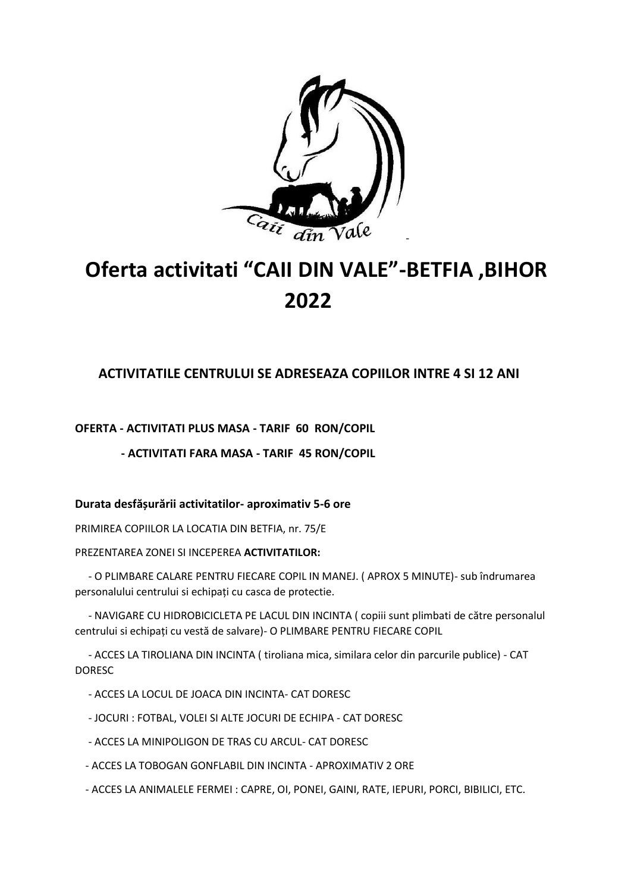# Oferta activitati “CAII DIN VALE”-BETFIA ,BIHOR 2022

### ACTIVITATILE CENTRULUI SE ADRESEAZA COPIILOR INTRE 4 SI 12 ANI

**OFERTA - ACTIVITATI PLUS MASA - TARIF 60 RON/COPIL**

**- ACTIVITATI FARA MASA - TARIF 45 RON/COPIL**

**Durata desfășurării activitatilor- aproximativ 5-6 ore**

PRIMIREA COPIILOR LA LOCATIA DIN BETFIA, nr. 75/E

PREZENTAREA ZONEI SI INCEPEREA **ACTIVITATILOR:**

- O PLIMBARE CALARE PENTRU FIECARE COPIL IN MANEJ. ( APROX 5 MINUTE)- sub îndrumarea personalului centrului si echipați cu casca de protectie.
- NAVIGARE CU HIDROBICICLETA PE LACUL DIN INCINTA ( copiii sunt plimbati de către personalul centrului si echipați cu vestă de salvare)- O PLIMBARE PENTRU FIECARE COPIL
- ACCES LA TIROLIANA DIN INCINTA ( tiroliana mica, similara celor din parcurile publice) - CAT DORESC
- ACCES LA LOCUL DE JOACA DIN INCINTA- CAT DORESC
- JOCURI : FOTBAL, VOLEI SI ALTE JOCURI DE ECHIPA - CAT DORESC
- ACCES LA MINIPOLIGON DE TRAS CU ARCUL- CAT DORESC
- ACCES LA TOBOGAN GONFLABIL DIN INCINTA - APROXIMATIV 2 ORE
- ACCES LA ANIMALELE FERMEI : CAPRE, OI, PONEI, GAINI, RATE, IEPURI, PORCI, BIBILICI, ETC.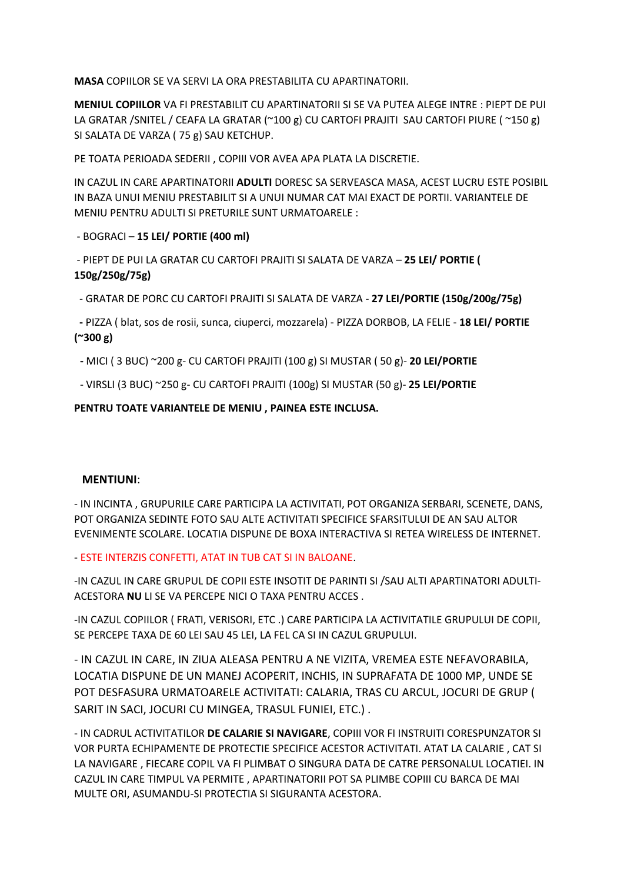**MASA** COPIILOR SE VA SERVI LA ORA PRESTABILITA CU APARTINATORII.

**MENIUL COPIILOR** VA FI PRESTABILIT CU APARTINATORII SI SE VA PUTEA ALEGE INTRE : PIEPT DE PUI LA GRATAR /SNITEL / CEAFA LA GRATAR (~100 g) CU CARTOFI PRAJITI SAU CARTOFI PIURE ( ~150 g) SI SALATA DE VARZA ( 75 g) SAU KETCHUP.

PE TOATA PERIOADA SEDERII , COPIII VOR AVEA APA PLATA LA DISCRETIE.

IN CAZUL IN CARE APARTINATORII **ADULTI** DORESC SA SERVEASCA MASA, ACEST LUCRU ESTE POSIBIL IN BAZA UNUI MENIU PRESTABILIT SI A UNUI NUMAR CAT MAI EXACT DE PORTII. VARIANTELE DE MENIU PENTRU ADULTI SI PRETURILE SUNT URMATOARELE :

- BOGRACI – **15 LEI/ PORTIE (400 ml)**
- PIEPT DE PUI LA GRATAR CU CARTOFI PRAJITI SI SALATA DE VARZA – **25 LEI/ PORTIE ( 150g/250g/75g)**
- GRATAR DE PORC CU CARTOFI PRAJITI SI SALATA DE VARZA - **27 LEI/PORTIE (150g/200g/75g)**
- PIZZA ( blat, sos de rosii, sunca, ciuperci, mozzarela) - PIZZA DORBOB, LA FELIE - **18 LEI/ PORTIE (~300 g)**
- MICI ( 3 BUC) ~200 g- CU CARTOFI PRAJITI (100 g) SI MUSTAR ( 50 g)- **20 LEI/PORTIE**
- VIRSLI (3 BUC) ~250 g- CU CARTOFI PRAJITI (100g) SI MUSTAR (50 g)- **25 LEI/PORTIE**

**PENTRU TOATE VARIANTELE DE MENIU , PAINEA ESTE INCLUSA.**

**MENTIUNI**:

- IN INCINTA , GRUPURILE CARE PARTICIPA LA ACTIVITATI, POT ORGANIZA SERBARI, SCENETE, DANS, POT ORGANIZA SEDINTE FOTO SAU ALTE ACTIVITATI SPECIFICE SFARSITULUI DE AN SAU ALTOR EVENIMENTE SCOLARE. LOCATIA DISPUNE DE BOXA INTERACTIVA SI RETEA WIRELESS DE INTERNET.

- ESTE INTERZIS CONFETTI, ATAT IN TUB CAT SI IN BALOANE.

- IN CAZUL IN CARE GRUPUL DE COPII ESTE INSOTIT DE PARINTI SI /SAU ALTI APARTINATORI ADULTI- ACESTORA **NU** LI SE VA PERCEPE NICI O TAXA PENTRU ACCES .

- IN CAZUL COPIILOR ( FRATI, VERISORI, ETC .) CARE PARTICIPA LA ACTIVITATILE GRUPULUI DE COPII, SE PERCEPE TAXA DE 60 LEI SAU 45 LEI, LA FEL CA SI IN CAZUL GRUPULUI.

- IN CAZUL IN CARE, IN ZIUA ALEASA PENTRU A NE VIZITA, VREMEA ESTE NEFAVORABILA, LOCATIA DISPUNE DE UN MANEJ ACOPERIT, INCHIS, IN SUPRAFATA DE 1000 MP, UNDE SE POT DESFASURA URMATOARELE ACTIVITATI: CALARIA, TRAS CU ARCUL, JOCURI DE GRUP ( SARIT IN SACI, JOCURI CU MINGEA, TRASUL FUNIEI, ETC.) .

- IN CADRUL ACTIVITATILOR **DE CALARIE SI NAVIGARE**, COPIII VOR FI INSTRUITI CORESPUNZATOR SI VOR PURTA ECHIPAMENTE DE PROTECTIE SPECIFICE ACESTOR ACTIVITATI. ATAT LA CALARIE , CAT SI LA NAVIGARE , FIECARE COPIL VA FI PLIMBAT O SINGURA DATA DE CATRE PERSONALUL LOCATIEI. IN CAZUL IN CARE TIMPUL VA PERMITE , APARTINATORII POT SA PLIMBE COPIII CU BARCA DE MAI MULTE ORI, ASUMANDU-SI PROTECTIA SI SIGURANTA ACESTORA.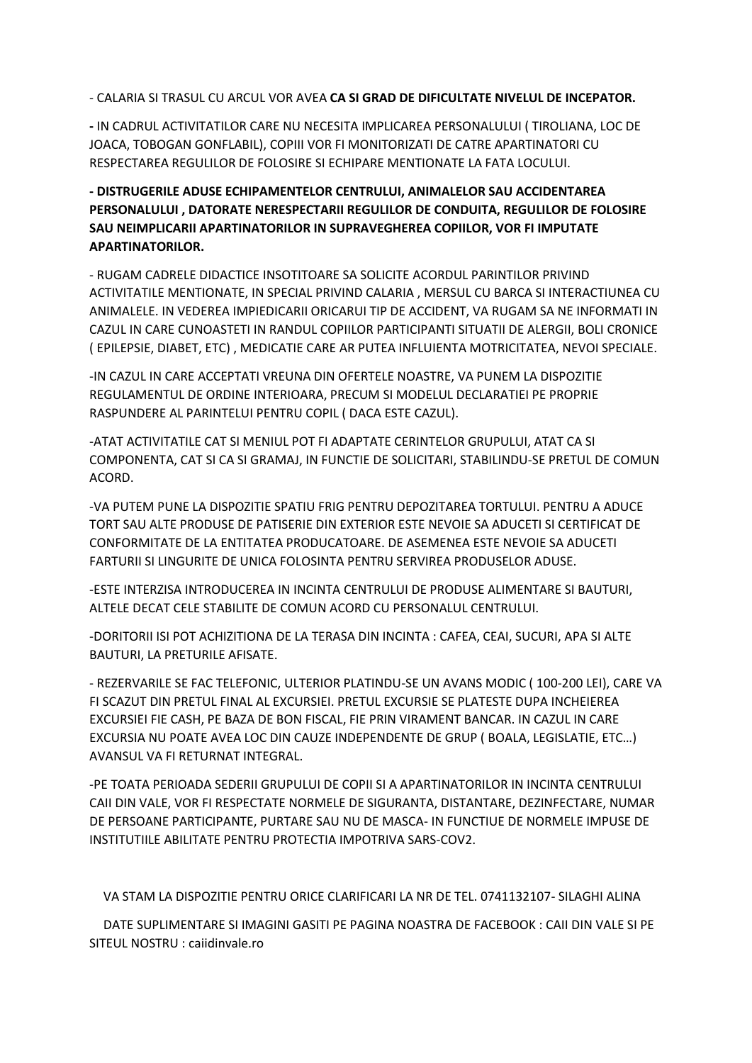- CALARIA SI TRASUL CU ARCUL VOR AVEA **CA SI GRAD DE DIFICULTATE NIVELUL DE INCEPATOR.**

**-** IN CADRUL ACTIVITATILOR CARE NU NECESITA IMPLICAREA PERSONALULUI ( TIROLIANA, LOC DE JOACA, TOBOGAN GONFLABIL), COPIII VOR FI MONITORIZATI DE CATRE APARTINATORI CU RESPECTAREA REGULILOR DE FOLOSIRE SI ECHIPARE MENTIONATE LA FATA LOCULUI.

**- DISTRUGERILE ADUSE ECHIPAMENTELOR CENTRULUI, ANIMALELOR SAU ACCIDENTAREA PERSONALULUI , DATORATE NERESPECTARII REGULILOR DE CONDUITA, REGULILOR DE FOLOSIRE SAU NEIMPLICARII APARTINATORILOR IN SUPRAVEGHEREA COPIILOR, VOR FI IMPUTATE APARTINATORILOR.**

- RUGAM CADRELE DIDACTICE INSOTITOARE SA SOLICITE ACORDUL PARINTILOR PRIVIND ACTIVITATILE MENTIONATE, IN SPECIAL PRIVIND CALARIA , MERSUL CU BARCA SI INTERACTIUNEA CU ANIMALELE. IN VEDEREA IMPIEDICARII ORICARUI TIP DE ACCIDENT, VA RUGAM SA NE INFORMATI IN CAZUL IN CARE CUNOASTETI IN RANDUL COPIILOR PARTICIPANTI SITUATII DE ALERGII, BOLI CRONICE ( EPILEPSIE, DIABET, ETC) , MEDICATIE CARE AR PUTEA INFLUIENTA MOTRICITATEA, NEVOI SPECIALE.

-IN CAZUL IN CARE ACCEPTATI VREUNA DIN OFERTELE NOASTRE, VA PUNEM LA DISPOZITIE REGULAMENTUL DE ORDINE INTERIOARA, PRECUM SI MODELUL DECLARATIEI PE PROPRIE RASPUNDERE AL PARINTELUI PENTRU COPIL ( DACA ESTE CAZUL).

-ATAT ACTIVITATILE CAT SI MENIUL POT FI ADAPTATE CERINTELOR GRUPULUI, ATAT CA SI COMPONENTA, CAT SI CA SI GRAMAJ, IN FUNCTIE DE SOLICITARI, STABILINDU-SE PRETUL DE COMUN ACORD.

-VA PUTEM PUNE LA DISPOZITIE SPATIU FRIG PENTRU DEPOZITAREA TORTULUI. PENTRU A ADUCE TORT SAU ALTE PRODUSE DE PATISERIE DIN EXTERIOR ESTE NEVOIE SA ADUCETI SI CERTIFICAT DE CONFORMITATE DE LA ENTITATEA PRODUCATOARE. DE ASEMENEA ESTE NEVOIE SA ADUCETI FARTURII SI LINGURITE DE UNICA FOLOSINTA PENTRU SERVIREA PRODUSELOR ADUSE.

-ESTE INTERZISA INTRODUCEREA IN INCINTA CENTRULUI DE PRODUSE ALIMENTARE SI BAUTURI, ALTELE DECAT CELE STABILITE DE COMUN ACORD CU PERSONALUL CENTRULUI.

-DORITORII ISI POT ACHIZITIONA DE LA TERASA DIN INCINTA : CAFEA, CEAI, SUCURI, APA SI ALTE BAUTURI, LA PRETURILE AFISATE.

- REZERVARILE SE FAC TELEFONIC, ULTERIOR PLATINDU-SE UN AVANS MODIC ( 100-200 LEI), CARE VA FI SCAZUT DIN PRETUL FINAL AL EXCURSIEI. PRETUL EXCURSIE SE PLATESTE DUPA INCHEIEREA EXCURSIEI FIE CASH, PE BAZA DE BON FISCAL, FIE PRIN VIRAMENT BANCAR. IN CAZUL IN CARE EXCURSIA NU POATE AVEA LOC DIN CAUZE INDEPENDENTE DE GRUP ( BOALA, LEGISLATIE, ETC…) AVANSUL VA FI RETURNAT INTEGRAL.

-PE TOATA PERIOADA SEDERII GRUPULUI DE COPII SI A APARTINATORILOR IN INCINTA CENTRULUI CAII DIN VALE, VOR FI RESPECTATE NORMELE DE SIGURANTA, DISTANTARE, DEZINFECTARE, NUMAR DE PERSOANE PARTICIPANTE, PURTARE SAU NU DE MASCA- IN FUNCTIUE DE NORMELE IMPUSE DE INSTITUTIILE ABILITATE PENTRU PROTECTIA IMPOTRIVA SARS-COV2.

VA STAM LA DISPOZITIE PENTRU ORICE CLARIFICARI LA NR DE TEL. 0741132107- SILAGHI ALINA

DATE SUPLIMENTARE SI IMAGINI GASITI PE PAGINA NOASTRA DE FACEBOOK : CAII DIN VALE SI PE SITEUL NOSTRU : caiidinvale.ro